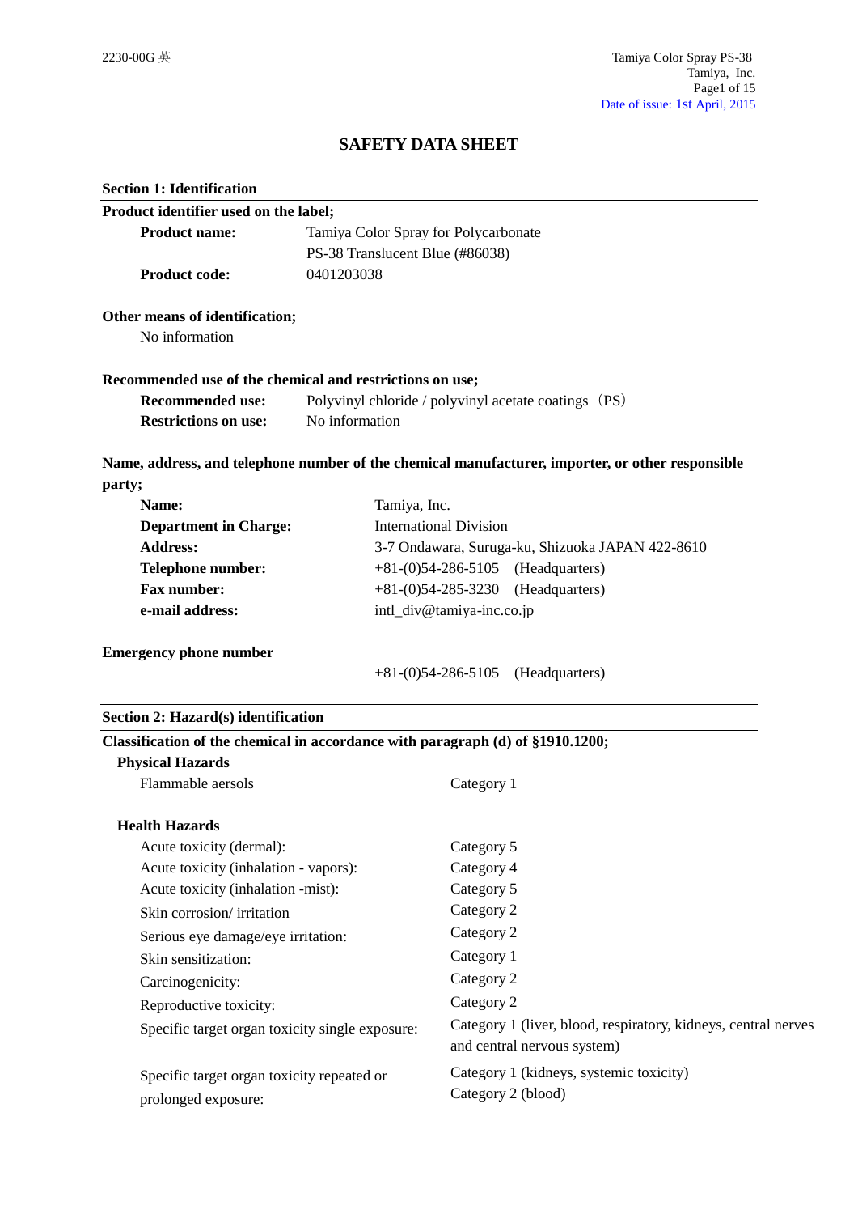# SAFETY DATA SHEET

## Section 1: Identification

**Product identifier used on the label;**

| | |
|---|---|
| **Product name:** | Tamiya Color Spray for Polycarbonate<br>PS-38 Translucent Blue (#86038) |
| **Product code:** | 0401203038 |

**Other means of identification;**

No information

**Recommended use of the chemical and restrictions on use;**

| | |
|---|---|
| **Recommended use:** | Polyvinyl chloride / polyvinyl acetate coatings（PS） |
| **Restrictions on use:** | No information |

**Name, address, and telephone number of the chemical manufacturer, importer, or other responsible party;**

| | |
|---|---|
| **Name:** | Tamiya, Inc. |
| **Department in Charge:** | International Division |
| **Address:** | 3-7 Ondawara, Suruga-ku, Shizuoka JAPAN 422-8610 |
| **Telephone number:** | +81-(0)54-286-5105 (Headquarters) |
| **Fax number:** | +81-(0)54-285-3230 (Headquarters) |
| **e-mail address:** | intl_div@tamiya-inc.co.jp |

**Emergency phone number**

+81-(0)54-286-5105 (Headquarters)

## Section 2: Hazard(s) identification

**Classification of the chemical in accordance with paragraph (d) of §1910.1200;**

**Physical Hazards**

| | |
|---|---|
| Flammable aerosols | Category 1 |

**Health Hazards**

| | |
|---|---|
| Acute toxicity (dermal): | Category 5 |
| Acute toxicity (inhalation - vapors): | Category 4 |
| Acute toxicity (inhalation -mist): | Category 5 |
| Skin corrosion/ irritation | Category 2 |
| Serious eye damage/eye irritation: | Category 2 |
| Skin sensitization: | Category 1 |
| Carcinogenicity: | Category 2 |
| Reproductive toxicity: | Category 2 |
| Specific target organ toxicity single exposure: | Category 1 (liver, blood, respiratory, kidneys, central nerves and central nervous system) |
| Specific target organ toxicity repeated or prolonged exposure: | Category 1 (kidneys, systemic toxicity)<br>Category 2 (blood) |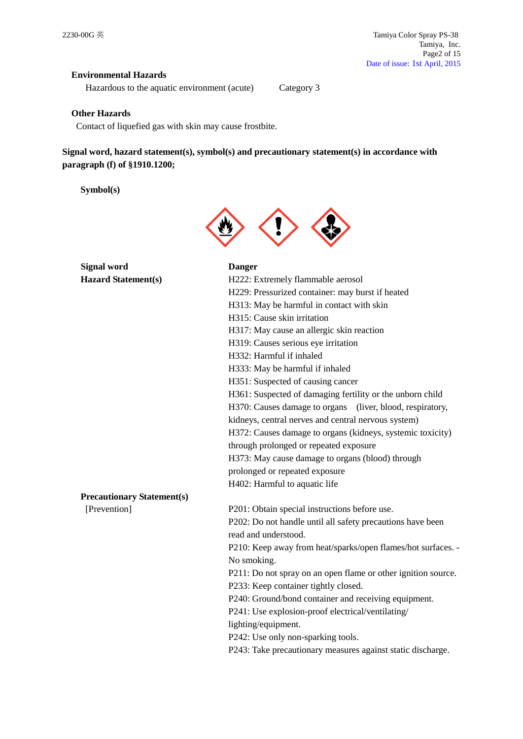**Environmental Hazards**

Hazardous to the aquatic environment (acute) Category 3

**Other Hazards**

Contact of liquefied gas with skin may cause frostbite.

**Signal word, hazard statement(s), symbol(s) and precautionary statement(s) in accordance with paragraph (f) of §1910.1200;**

**Symbol(s)**

**Signal word** **Danger**

**Hazard Statement(s)**

H222: Extremely flammable aerosol
H229: Pressurized container: may burst if heated
H313: May be harmful in contact with skin
H315: Cause skin irritation
H317: May cause an allergic skin reaction
H319: Causes serious eye irritation
H332: Harmful if inhaled
H333: May be harmful if inhaled
H351: Suspected of causing cancer
H361: Suspected of damaging fertility or the unborn child
H370: Causes damage to organs (liver, blood, respiratory, kidneys, central nerves and central nervous system)
H372: Causes damage to organs (kidneys, systemic toxicity) through prolonged or repeated exposure
H373: May cause damage to organs (blood) through prolonged or repeated exposure
H402: Harmful to aquatic life

**Precautionary Statement(s)**

[Prevention]

P201: Obtain special instructions before use.
P202: Do not handle until all safety precautions have been read and understood.
P210: Keep away from heat/sparks/open flames/hot surfaces. - No smoking.
P211: Do not spray on an open flame or other ignition source.
P233: Keep container tightly closed.
P240: Ground/bond container and receiving equipment.
P241: Use explosion-proof electrical/ventilating/ lighting/equipment.
P242: Use only non-sparking tools.
P243: Take precautionary measures against static discharge.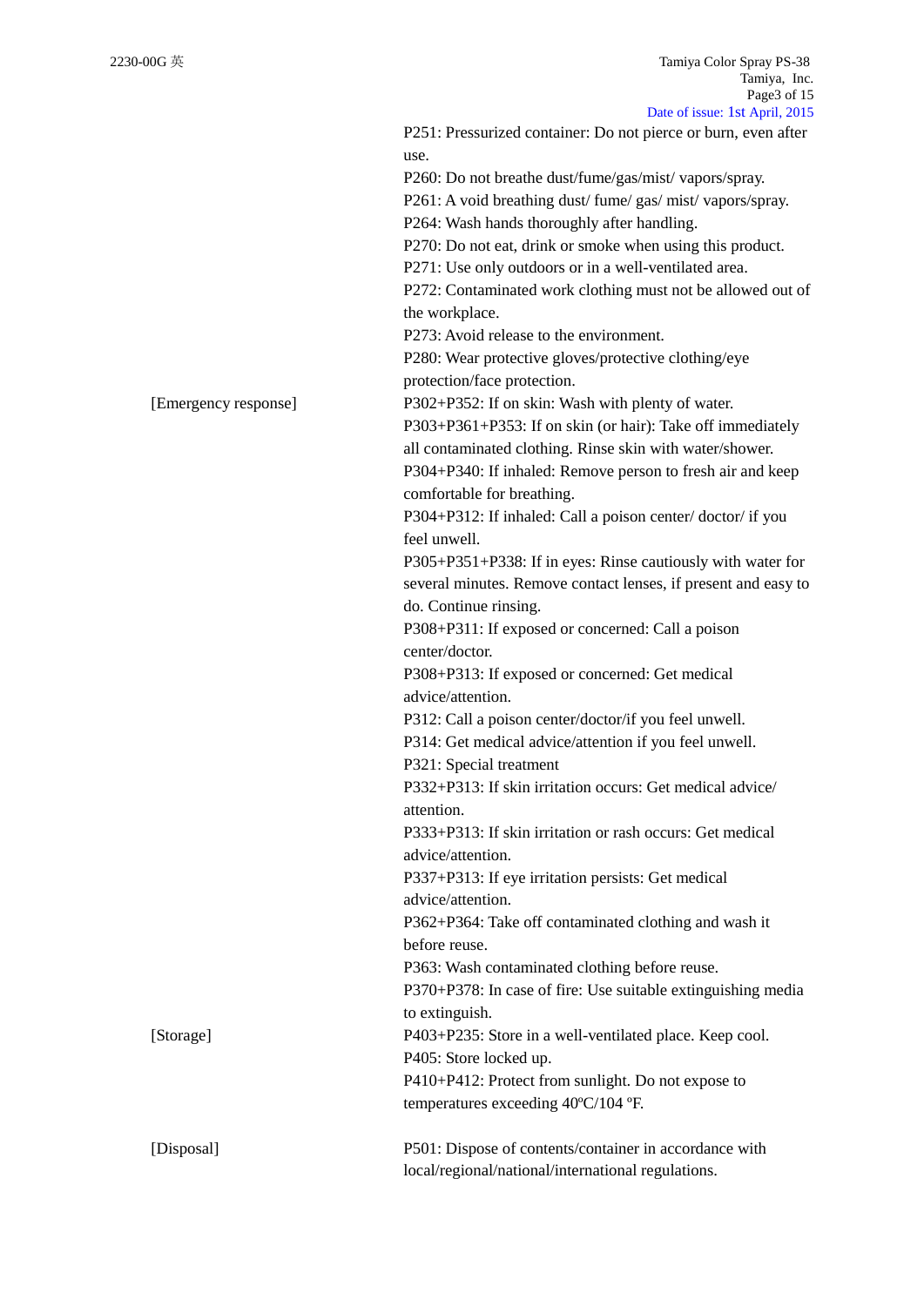P251: Pressurized container: Do not pierce or burn, even after use.
P260: Do not breathe dust/fume/gas/mist/ vapors/spray.
P261: A void breathing dust/ fume/ gas/ mist/ vapors/spray.
P264: Wash hands thoroughly after handling.
P270: Do not eat, drink or smoke when using this product.
P271: Use only outdoors or in a well-ventilated area.
P272: Contaminated work clothing must not be allowed out of the workplace.
P273: Avoid release to the environment.
P280: Wear protective gloves/protective clothing/eye protection/face protection.

[Emergency response]

P302+P352: If on skin: Wash with plenty of water.
P303+P361+P353: If on skin (or hair): Take off immediately all contaminated clothing. Rinse skin with water/shower.
P304+P340: If inhaled: Remove person to fresh air and keep comfortable for breathing.
P304+P312: If inhaled: Call a poison center/ doctor/ if you feel unwell.
P305+P351+P338: If in eyes: Rinse cautiously with water for several minutes. Remove contact lenses, if present and easy to do. Continue rinsing.
P308+P311: If exposed or concerned: Call a poison center/doctor.
P308+P313: If exposed or concerned: Get medical advice/attention.
P312: Call a poison center/doctor/if you feel unwell.
P314: Get medical advice/attention if you feel unwell.
P321: Special treatment
P332+P313: If skin irritation occurs: Get medical advice/ attention.
P333+P313: If skin irritation or rash occurs: Get medical advice/attention.
P337+P313: If eye irritation persists: Get medical advice/attention.
P362+P364: Take off contaminated clothing and wash it before reuse.
P363: Wash contaminated clothing before reuse.
P370+P378: In case of fire: Use suitable extinguishing media to extinguish.

[Storage]

P403+P235: Store in a well-ventilated place. Keep cool.
P405: Store locked up.
P410+P412: Protect from sunlight. Do not expose to temperatures exceeding 40ºC/104 ºF.

[Disposal]

P501: Dispose of contents/container in accordance with local/regional/national/international regulations.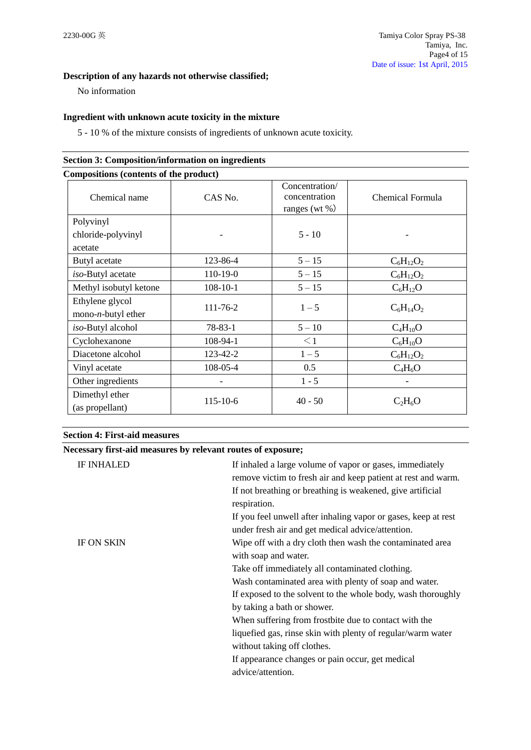**Description of any hazards not otherwise classified;**

No information

**Ingredient with unknown acute toxicity in the mixture**

5 - 10 % of the mixture consists of ingredients of unknown acute toxicity.

## Section 3: Composition/information on ingredients

**Compositions (contents of the product)**

| Chemical name | CAS No. | Concentration/ concentration ranges (wt %) | Chemical Formula |
|---|---|---|---|
| Polyvinyl chloride-polyvinyl acetate | - | 5 - 10 | - |
| Butyl acetate | 123-86-4 | 5 – 15 | $C_6H_{12}O_2$ |
| *iso*-Butyl acetate | 110-19-0 | 5 – 15 | $C_6H_{12}O_2$ |
| Methyl isobutyl ketone | 108-10-1 | 5 – 15 | $C_6H_{12}O$ |
| Ethylene glycol mono-*n*-butyl ether | 111-76-2 | 1 – 5 | $C_6H_{14}O_2$ |
| *iso*-Butyl alcohol | 78-83-1 | 5 – 10 | $C_4H_{10}O$ |
| Cyclohexanone | 108-94-1 | ＜1 | $C_6H_{10}O$ |
| Diacetone alcohol | 123-42-2 | 1 – 5 | $C_6H_{12}O_2$ |
| Vinyl acetate | 108-05-4 | 0.5 | $C_4H_6O$ |
| Other ingredients | - | 1 - 5 | - |
| Dimethyl ether (as propellant) | 115-10-6 | 40 - 50 | $C_2H_6O$ |

## Section 4: First-aid measures

**Necessary first-aid measures by relevant routes of exposure;**

IF INHALED

If inhaled a large volume of vapor or gases, immediately remove victim to fresh air and keep patient at rest and warm.
If not breathing or breathing is weakened, give artificial respiration.
If you feel unwell after inhaling vapor or gases, keep at rest under fresh air and get medical advice/attention.

IF ON SKIN

Wipe off with a dry cloth then wash the contaminated area with soap and water.
Take off immediately all contaminated clothing.
Wash contaminated area with plenty of soap and water.
If exposed to the solvent to the whole body, wash thoroughly by taking a bath or shower.
When suffering from frostbite due to contact with the liquefied gas, rinse skin with plenty of regular/warm water without taking off clothes.
If appearance changes or pain occur, get medical advice/attention.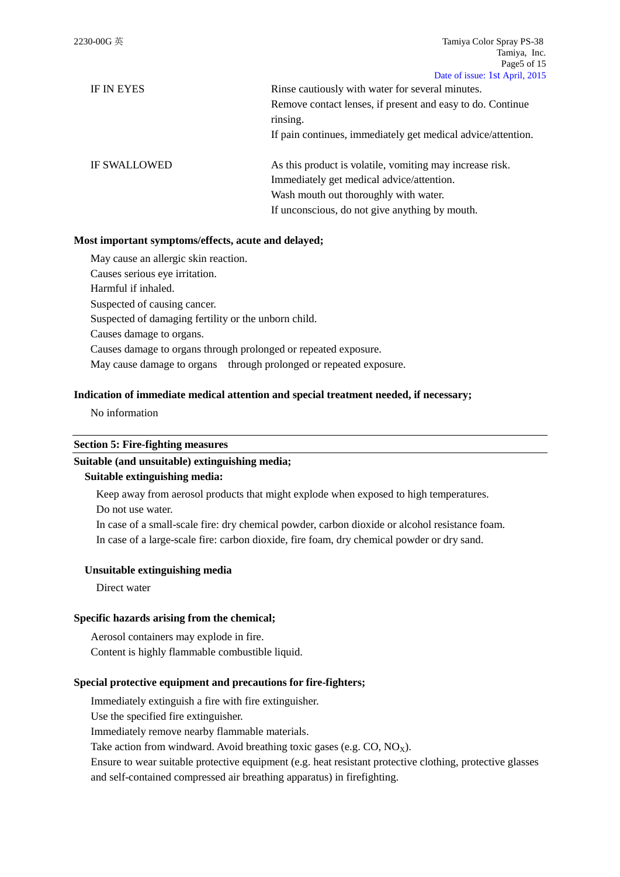| | |
|---|---|
| IF IN EYES | Rinse cautiously with water for several minutes.<br>Remove contact lenses, if present and easy to do. Continue rinsing.<br>If pain continues, immediately get medical advice/attention. |
| IF SWALLOWED | As this product is volatile, vomiting may increase risk.<br>Immediately get medical advice/attention.<br>Wash mouth out thoroughly with water.<br>If unconscious, do not give anything by mouth. |

**Most important symptoms/effects, acute and delayed;**

May cause an allergic skin reaction.
Causes serious eye irritation.
Harmful if inhaled.
Suspected of causing cancer.
Suspected of damaging fertility or the unborn child.
Causes damage to organs.
Causes damage to organs through prolonged or repeated exposure.
May cause damage to organs through prolonged or repeated exposure.

**Indication of immediate medical attention and special treatment needed, if necessary;**

No information

## Section 5: Fire-fighting measures

**Suitable (and unsuitable) extinguishing media;**

**Suitable extinguishing media:**

Keep away from aerosol products that might explode when exposed to high temperatures.
Do not use water.
In case of a small-scale fire: dry chemical powder, carbon dioxide or alcohol resistance foam.
In case of a large-scale fire: carbon dioxide, fire foam, dry chemical powder or dry sand.

**Unsuitable extinguishing media**

Direct water

**Specific hazards arising from the chemical;**

Aerosol containers may explode in fire.
Content is highly flammable combustible liquid.

**Special protective equipment and precautions for fire-fighters;**

Immediately extinguish a fire with fire extinguisher.
Use the specified fire extinguisher.
Immediately remove nearby flammable materials.
Take action from windward. Avoid breathing toxic gases (e.g. CO, $NO_X$).
Ensure to wear suitable protective equipment (e.g. heat resistant protective clothing, protective glasses and self-contained compressed air breathing apparatus) in firefighting.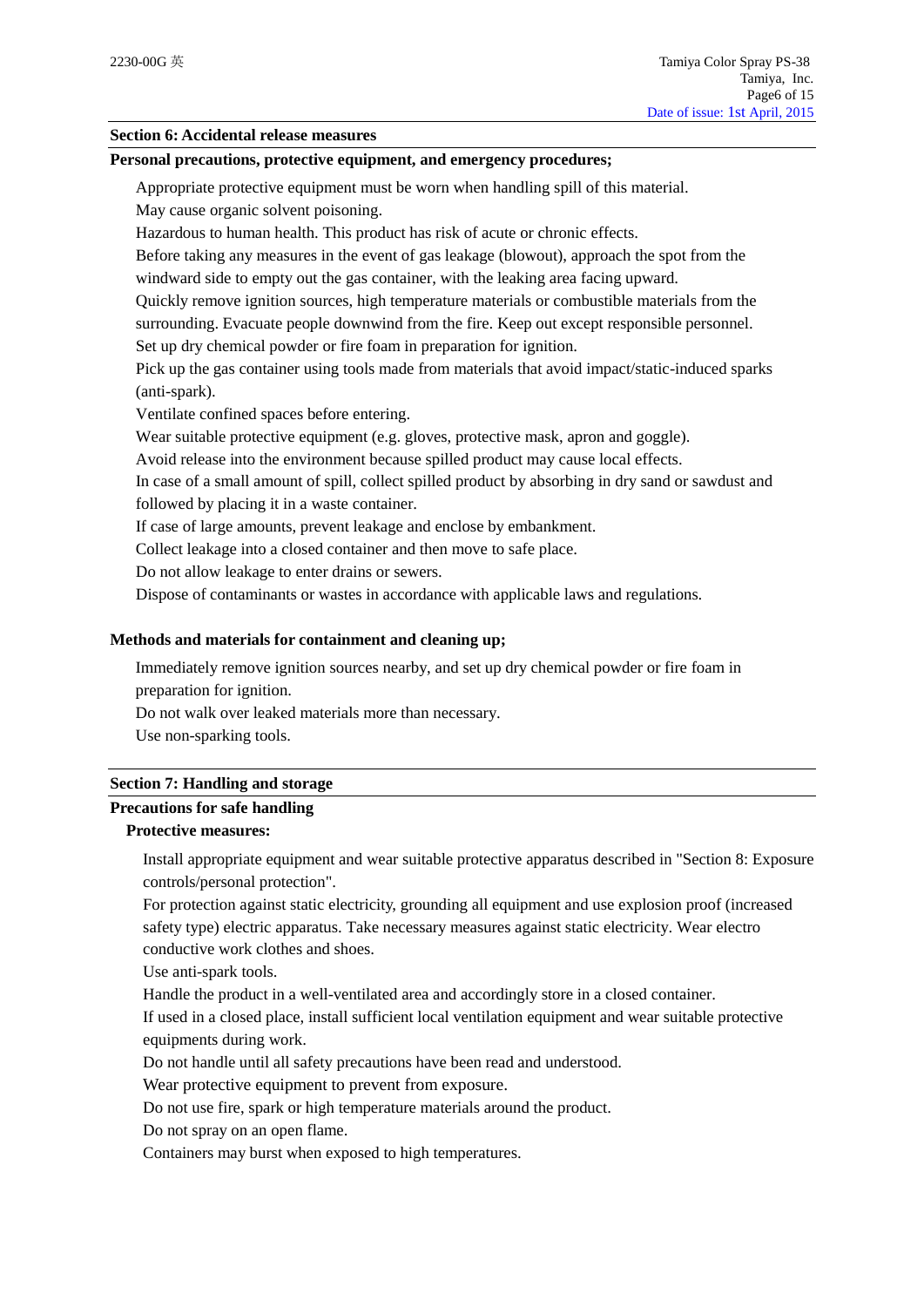## Section 6: Accidental release measures

**Personal precautions, protective equipment, and emergency procedures;**

Appropriate protective equipment must be worn when handling spill of this material.
May cause organic solvent poisoning.
Hazardous to human health. This product has risk of acute or chronic effects.
Before taking any measures in the event of gas leakage (blowout), approach the spot from the windward side to empty out the gas container, with the leaking area facing upward.
Quickly remove ignition sources, high temperature materials or combustible materials from the surrounding. Evacuate people downwind from the fire. Keep out except responsible personnel.
Set up dry chemical powder or fire foam in preparation for ignition.
Pick up the gas container using tools made from materials that avoid impact/static-induced sparks (anti-spark).
Ventilate confined spaces before entering.
Wear suitable protective equipment (e.g. gloves, protective mask, apron and goggle).
Avoid release into the environment because spilled product may cause local effects.
In case of a small amount of spill, collect spilled product by absorbing in dry sand or sawdust and followed by placing it in a waste container.
If case of large amounts, prevent leakage and enclose by embankment.
Collect leakage into a closed container and then move to safe place.
Do not allow leakage to enter drains or sewers.
Dispose of contaminants or wastes in accordance with applicable laws and regulations.

**Methods and materials for containment and cleaning up;**

Immediately remove ignition sources nearby, and set up dry chemical powder or fire foam in preparation for ignition.
Do not walk over leaked materials more than necessary.
Use non-sparking tools.

## Section 7: Handling and storage

**Precautions for safe handling**

**Protective measures:**

Install appropriate equipment and wear suitable protective apparatus described in "Section 8: Exposure controls/personal protection".
For protection against static electricity, grounding all equipment and use explosion proof (increased safety type) electric apparatus. Take necessary measures against static electricity. Wear electro conductive work clothes and shoes.
Use anti-spark tools.
Handle the product in a well-ventilated area and accordingly store in a closed container.
If used in a closed place, install sufficient local ventilation equipment and wear suitable protective equipments during work.
Do not handle until all safety precautions have been read and understood.
Wear protective equipment to prevent from exposure.
Do not use fire, spark or high temperature materials around the product.
Do not spray on an open flame.
Containers may burst when exposed to high temperatures.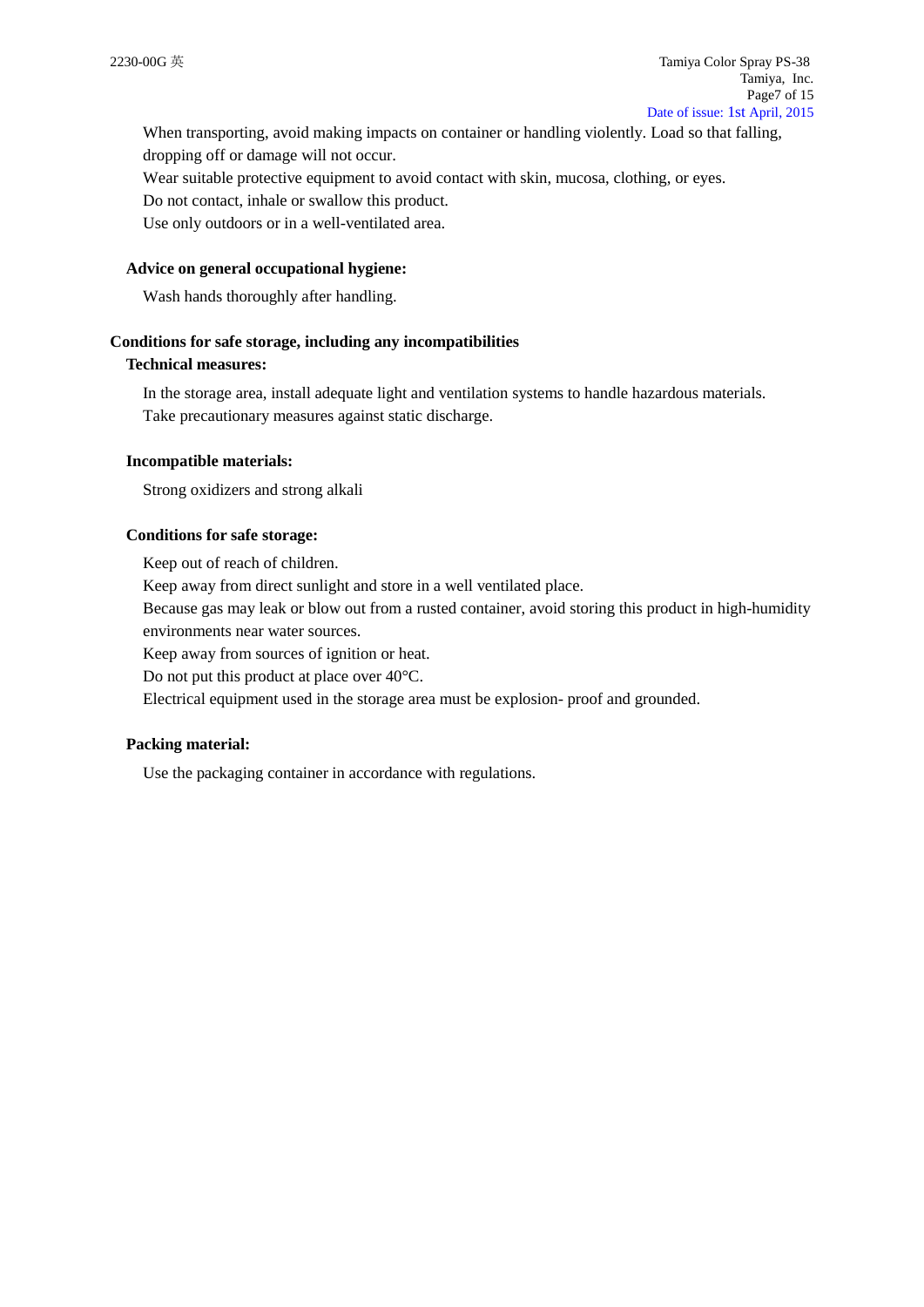When transporting, avoid making impacts on container or handling violently. Load so that falling, dropping off or damage will not occur.

Wear suitable protective equipment to avoid contact with skin, mucosa, clothing, or eyes.

Do not contact, inhale or swallow this product.

Use only outdoors or in a well-ventilated area.

**Advice on general occupational hygiene:**

Wash hands thoroughly after handling.

**Conditions for safe storage, including any incompatibilities**

**Technical measures:**

In the storage area, install adequate light and ventilation systems to handle hazardous materials.

Take precautionary measures against static discharge.

**Incompatible materials:**

Strong oxidizers and strong alkali

**Conditions for safe storage:**

Keep out of reach of children.

Keep away from direct sunlight and store in a well ventilated place.

Because gas may leak or blow out from a rusted container, avoid storing this product in high-humidity environments near water sources.

Keep away from sources of ignition or heat.

Do not put this product at place over 40°C.

Electrical equipment used in the storage area must be explosion- proof and grounded.

**Packing material:**

Use the packaging container in accordance with regulations.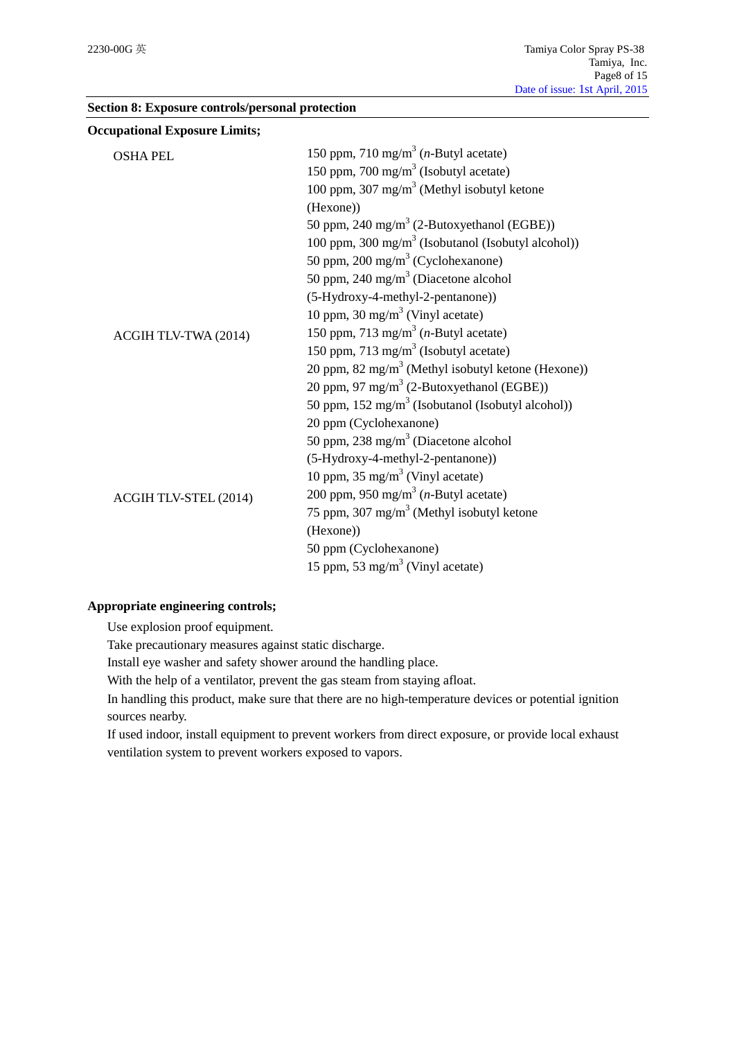## Section 8: Exposure controls/personal protection

**Occupational Exposure Limits;**

| | |
|---|---|
| OSHA PEL | 150 ppm, 710 mg/m$^3$ (*n*-Butyl acetate) |
| | 150 ppm, 700 mg/m$^3$ (Isobutyl acetate) |
| | 100 ppm, 307 mg/m$^3$ (Methyl isobutyl ketone (Hexone)) |
| | 50 ppm, 240 mg/m$^3$ (2-Butoxyethanol (EGBE)) |
| | 100 ppm, 300 mg/m$^3$ (Isobutanol (Isobutyl alcohol)) |
| | 50 ppm, 200 mg/m$^3$ (Cyclohexanone) |
| | 50 ppm, 240 mg/m$^3$ (Diacetone alcohol (5-Hydroxy-4-methyl-2-pentanone)) |
| | 10 ppm, 30 mg/m$^3$ (Vinyl acetate) |
| ACGIH TLV-TWA (2014) | 150 ppm, 713 mg/m$^3$ (*n*-Butyl acetate) |
| | 150 ppm, 713 mg/m$^3$ (Isobutyl acetate) |
| | 20 ppm, 82 mg/m$^3$ (Methyl isobutyl ketone (Hexone)) |
| | 20 ppm, 97 mg/m$^3$ (2-Butoxyethanol (EGBE)) |
| | 50 ppm, 152 mg/m$^3$ (Isobutanol (Isobutyl alcohol)) |
| | 20 ppm (Cyclohexanone) |
| | 50 ppm, 238 mg/m$^3$ (Diacetone alcohol (5-Hydroxy-4-methyl-2-pentanone)) |
| | 10 ppm, 35 mg/m$^3$ (Vinyl acetate) |
| ACGIH TLV-STEL (2014) | 200 ppm, 950 mg/m$^3$ (*n*-Butyl acetate) |
| | 75 ppm, 307 mg/m$^3$ (Methyl isobutyl ketone (Hexone)) |
| | 50 ppm (Cyclohexanone) |
| | 15 ppm, 53 mg/m$^3$ (Vinyl acetate) |

**Appropriate engineering controls;**

Use explosion proof equipment.
Take precautionary measures against static discharge.
Install eye washer and safety shower around the handling place.
With the help of a ventilator, prevent the gas steam from staying afloat.
In handling this product, make sure that there are no high-temperature devices or potential ignition sources nearby.
If used indoor, install equipment to prevent workers from direct exposure, or provide local exhaust ventilation system to prevent workers exposed to vapors.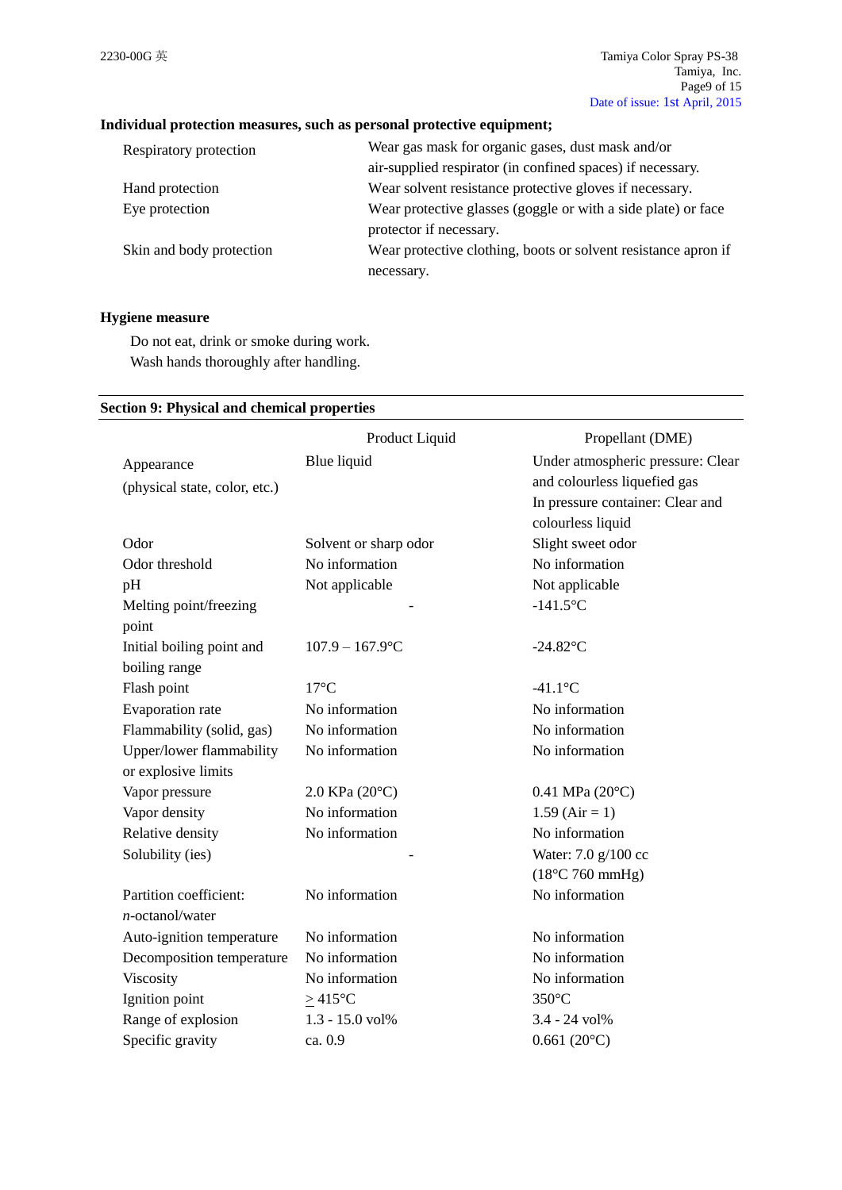**Individual protection measures, such as personal protective equipment;**

| | |
|---|---|
| Respiratory protection | Wear gas mask for organic gases, dust mask and/or air-supplied respirator (in confined spaces) if necessary. |
| Hand protection | Wear solvent resistance protective gloves if necessary. |
| Eye protection | Wear protective glasses (goggle or with a side plate) or face protector if necessary. |
| Skin and body protection | Wear protective clothing, boots or solvent resistance apron if necessary. |

**Hygiene measure**

Do not eat, drink or smoke during work.
Wash hands thoroughly after handling.

## Section 9: Physical and chemical properties

| | Product Liquid | Propellant (DME) |
|---|---|---|
| Appearance (physical state, color, etc.) | Blue liquid | Under atmospheric pressure: Clear and colourless liquefied gas<br>In pressure container: Clear and colourless liquid |
| Odor | Solvent or sharp odor | Slight sweet odor |
| Odor threshold | No information | No information |
| pH | Not applicable | Not applicable |
| Melting point/freezing point | - | -141.5°C |
| Initial boiling point and boiling range | 107.9 – 167.9°C | -24.82°C |
| Flash point | 17°C | -41.1°C |
| Evaporation rate | No information | No information |
| Flammability (solid, gas) | No information | No information |
| Upper/lower flammability or explosive limits | No information | No information |
| Vapor pressure | 2.0 KPa (20°C) | 0.41 MPa (20°C) |
| Vapor density | No information | 1.59 (Air = 1) |
| Relative density | No information | No information |
| Solubility (ies) | - | Water: 7.0 g/100 cc (18°C 760 mmHg) |
| Partition coefficient: *n*-octanol/water | No information | No information |
| Auto-ignition temperature | No information | No information |
| Decomposition temperature | No information | No information |
| Viscosity | No information | No information |
| Ignition point | $\geq$ 415°C | 350°C |
| Range of explosion | 1.3 - 15.0 vol% | 3.4 - 24 vol% |
| Specific gravity | ca. 0.9 | 0.661 (20°C) |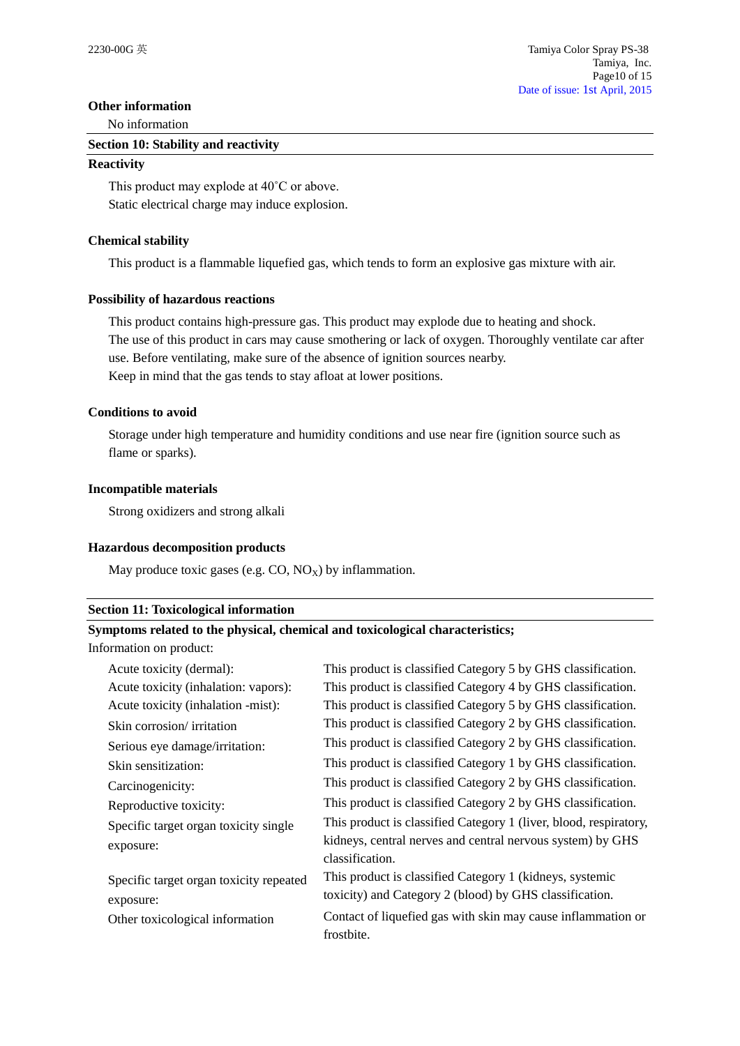**Other information**

No information

## Section 10: Stability and reactivity

**Reactivity**

This product may explode at 40˚C or above.
Static electrical charge may induce explosion.

**Chemical stability**

This product is a flammable liquefied gas, which tends to form an explosive gas mixture with air.

**Possibility of hazardous reactions**

This product contains high-pressure gas. This product may explode due to heating and shock.
The use of this product in cars may cause smothering or lack of oxygen. Thoroughly ventilate car after use. Before ventilating, make sure of the absence of ignition sources nearby.
Keep in mind that the gas tends to stay afloat at lower positions.

**Conditions to avoid**

Storage under high temperature and humidity conditions and use near fire (ignition source such as flame or sparks).

**Incompatible materials**

Strong oxidizers and strong alkali

**Hazardous decomposition products**

May produce toxic gases (e.g. CO, $NO_X$) by inflammation.

## Section 11: Toxicological information

**Symptoms related to the physical, chemical and toxicological characteristics;**

Information on product:

| | |
|---|---|
| Acute toxicity (dermal): | This product is classified Category 5 by GHS classification. |
| Acute toxicity (inhalation: vapors): | This product is classified Category 4 by GHS classification. |
| Acute toxicity (inhalation -mist): | This product is classified Category 5 by GHS classification. |
| Skin corrosion/ irritation | This product is classified Category 2 by GHS classification. |
| Serious eye damage/irritation: | This product is classified Category 2 by GHS classification. |
| Skin sensitization: | This product is classified Category 1 by GHS classification. |
| Carcinogenicity: | This product is classified Category 2 by GHS classification. |
| Reproductive toxicity: | This product is classified Category 2 by GHS classification. |
| Specific target organ toxicity single exposure: | This product is classified Category 1 (liver, blood, respiratory, kidneys, central nerves and central nervous system) by GHS classification. |
| Specific target organ toxicity repeated exposure: | This product is classified Category 1 (kidneys, systemic toxicity) and Category 2 (blood) by GHS classification. |
| Other toxicological information | Contact of liquefied gas with skin may cause inflammation or frostbite. |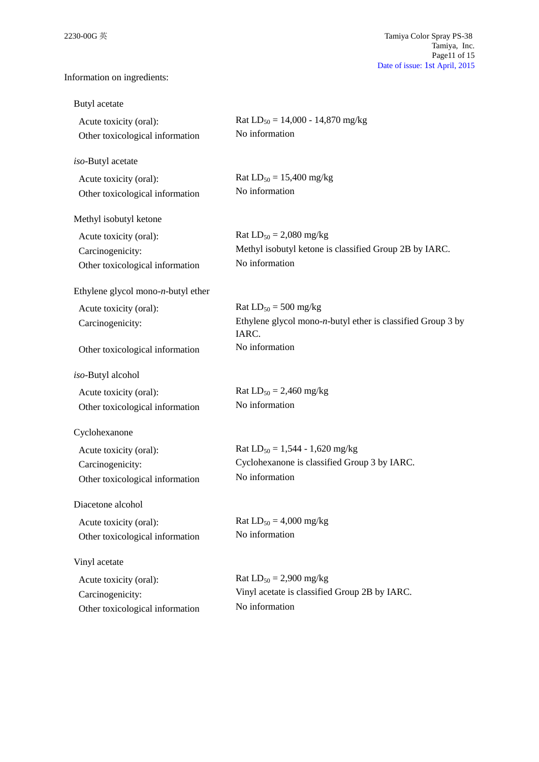Information on ingredients:

Butyl acetate

| | |
|---|---|
| Acute toxicity (oral): | Rat $LD_{50}$ = 14,000 - 14,870 mg/kg |
| Other toxicological information | No information |

*iso*-Butyl acetate

| | |
|---|---|
| Acute toxicity (oral): | Rat $LD_{50}$ = 15,400 mg/kg |
| Other toxicological information | No information |

Methyl isobutyl ketone

| | |
|---|---|
| Acute toxicity (oral): | Rat $LD_{50}$ = 2,080 mg/kg |
| Carcinogenicity: | Methyl isobutyl ketone is classified Group 2B by IARC. |
| Other toxicological information | No information |

Ethylene glycol mono-*n*-butyl ether

| | |
|---|---|
| Acute toxicity (oral): | Rat $LD_{50}$ = 500 mg/kg |
| Carcinogenicity: | Ethylene glycol mono-*n*-butyl ether is classified Group 3 by IARC. |
| Other toxicological information | No information |

*iso*-Butyl alcohol

| | |
|---|---|
| Acute toxicity (oral): | Rat $LD_{50}$ = 2,460 mg/kg |
| Other toxicological information | No information |

Cyclohexanone

| | |
|---|---|
| Acute toxicity (oral): | Rat $LD_{50}$ = 1,544 - 1,620 mg/kg |
| Carcinogenicity: | Cyclohexanone is classified Group 3 by IARC. |
| Other toxicological information | No information |

Diacetone alcohol

| | |
|---|---|
| Acute toxicity (oral): | Rat $LD_{50}$ = 4,000 mg/kg |
| Other toxicological information | No information |

Vinyl acetate

| | |
|---|---|
| Acute toxicity (oral): | Rat $LD_{50}$ = 2,900 mg/kg |
| Carcinogenicity: | Vinyl acetate is classified Group 2B by IARC. |
| Other toxicological information | No information |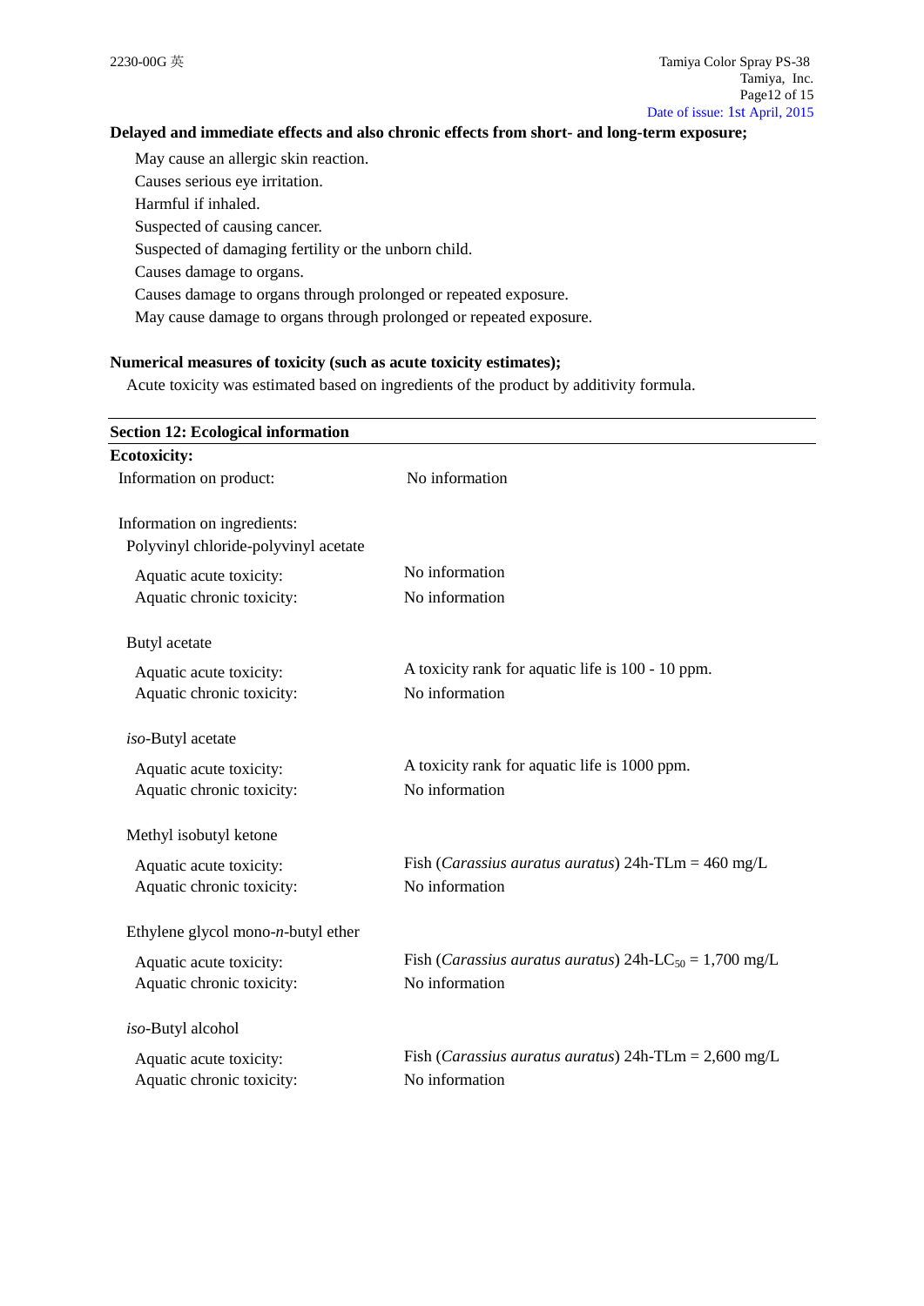**Delayed and immediate effects and also chronic effects from short- and long-term exposure;**

May cause an allergic skin reaction.
Causes serious eye irritation.
Harmful if inhaled.
Suspected of causing cancer.
Suspected of damaging fertility or the unborn child.
Causes damage to organs.
Causes damage to organs through prolonged or repeated exposure.
May cause damage to organs through prolonged or repeated exposure.

**Numerical measures of toxicity (such as acute toxicity estimates);**

Acute toxicity was estimated based on ingredients of the product by additivity formula.

## Section 12: Ecological information

**Ecotoxicity:**

Information on product: No information

Information on ingredients:

Polyvinyl chloride-polyvinyl acetate

| | |
|---|---|
| Aquatic acute toxicity: | No information |
| Aquatic chronic toxicity: | No information |

Butyl acetate

| | |
|---|---|
| Aquatic acute toxicity: | A toxicity rank for aquatic life is 100 - 10 ppm. |
| Aquatic chronic toxicity: | No information |

*iso*-Butyl acetate

| | |
|---|---|
| Aquatic acute toxicity: | A toxicity rank for aquatic life is 1000 ppm. |
| Aquatic chronic toxicity: | No information |

Methyl isobutyl ketone

| | |
|---|---|
| Aquatic acute toxicity: | Fish (*Carassius auratus auratus*) 24h-TLm = 460 mg/L |
| Aquatic chronic toxicity: | No information |

Ethylene glycol mono-*n*-butyl ether

| | |
|---|---|
| Aquatic acute toxicity: | Fish (*Carassius auratus auratus*) 24h-$LC_{50}$ = 1,700 mg/L |
| Aquatic chronic toxicity: | No information |

*iso*-Butyl alcohol

| | |
|---|---|
| Aquatic acute toxicity: | Fish (*Carassius auratus auratus*) 24h-TLm = 2,600 mg/L |
| Aquatic chronic toxicity: | No information |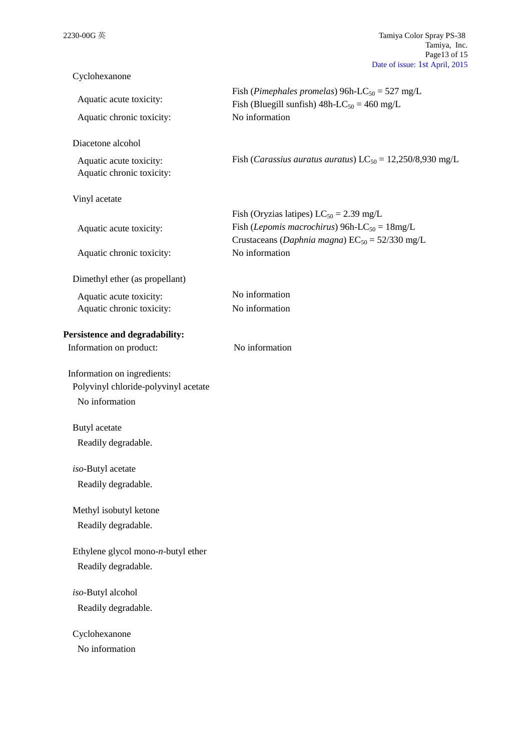Cyclohexanone

| | |
|---|---|
| Aquatic acute toxicity: | Fish (*Pimephales promelas*) 96h-$LC_{50}$ = 527 mg/L<br>Fish (Bluegill sunfish) 48h-$LC_{50}$ = 460 mg/L |
| Aquatic chronic toxicity: | No information |

Diacetone alcohol

| | |
|---|---|
| Aquatic acute toxicity: | Fish (*Carassius auratus auratus*) $LC_{50}$ = 12,250/8,930 mg/L |
| Aquatic chronic toxicity: | |

Vinyl acetate

| | |
|---|---|
| Aquatic acute toxicity: | Fish (Oryzias latipes) $LC_{50}$ = 2.39 mg/L<br>Fish (*Lepomis macrochirus*) 96h-$LC_{50}$ = 18mg/L<br>Crustaceans (*Daphnia magna*) $EC_{50}$ = 52/330 mg/L |
| Aquatic chronic toxicity: | No information |

Dimethyl ether (as propellant)

| | |
|---|---|
| Aquatic acute toxicity: | No information |
| Aquatic chronic toxicity: | No information |

**Persistence and degradability:**

Information on product: No information

Information on ingredients:

Polyvinyl chloride-polyvinyl acetate
No information

Butyl acetate
Readily degradable.

*iso*-Butyl acetate
Readily degradable.

Methyl isobutyl ketone
Readily degradable.

Ethylene glycol mono-*n*-butyl ether
Readily degradable.

*iso*-Butyl alcohol
Readily degradable.

Cyclohexanone
No information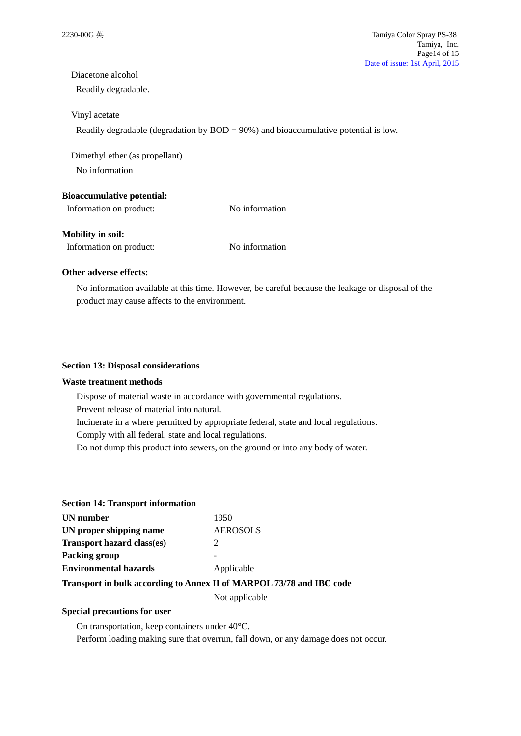Diacetone alcohol

Readily degradable.

Vinyl acetate

Readily degradable (degradation by BOD = 90%) and bioaccumulative potential is low.

Dimethyl ether (as propellant)

No information

**Bioaccumulative potential:**

Information on product: No information

**Mobility in soil:**

Information on product: No information

**Other adverse effects:**

No information available at this time. However, be careful because the leakage or disposal of the product may cause affects to the environment.

## Section 13: Disposal considerations

**Waste treatment methods**

Dispose of material waste in accordance with governmental regulations.
Prevent release of material into natural.
Incinerate in a where permitted by appropriate federal, state and local regulations.
Comply with all federal, state and local regulations.
Do not dump this product into sewers, on the ground or into any body of water.

## Section 14: Transport information

| | |
|---|---|
| **UN number** | 1950 |
| **UN proper shipping name** | AEROSOLS |
| **Transport hazard class(es)** | 2 |
| **Packing group** | - |
| **Environmental hazards** | Applicable |

**Transport in bulk according to Annex II of MARPOL 73/78 and IBC code**

Not applicable

**Special precautions for user**

On transportation, keep containers under 40°C.
Perform loading making sure that overrun, fall down, or any damage does not occur.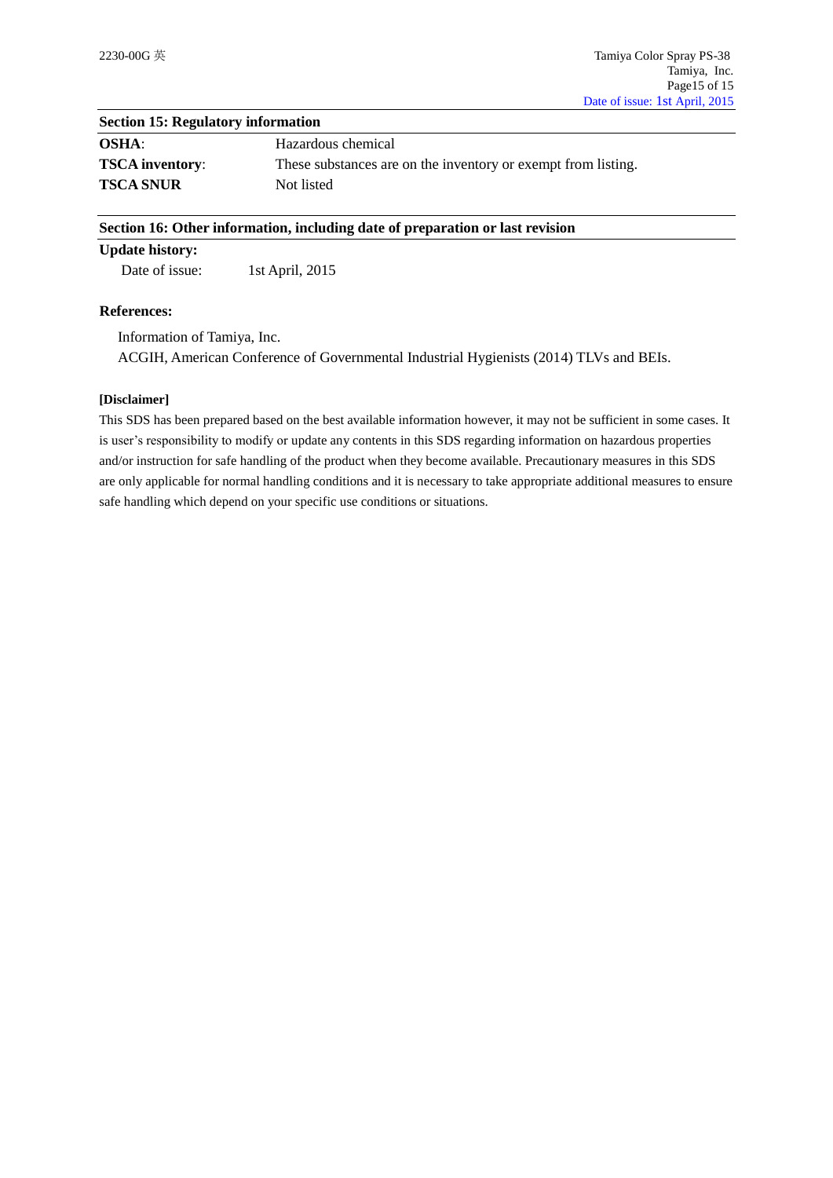## Section 15: Regulatory information

| | |
|---|---|
| **OSHA**: | Hazardous chemical |
| **TSCA inventory**: | These substances are on the inventory or exempt from listing. |
| **TSCA SNUR** | Not listed |

## Section 16: Other information, including date of preparation or last revision

**Update history:**

Date of issue: 1st April, 2015

**References:**

Information of Tamiya, Inc.

ACGIH, American Conference of Governmental Industrial Hygienists (2014) TLVs and BEIs.

**[Disclaimer]**

This SDS has been prepared based on the best available information however, it may not be sufficient in some cases. It is user's responsibility to modify or update any contents in this SDS regarding information on hazardous properties and/or instruction for safe handling of the product when they become available. Precautionary measures in this SDS are only applicable for normal handling conditions and it is necessary to take appropriate additional measures to ensure safe handling which depend on your specific use conditions or situations.